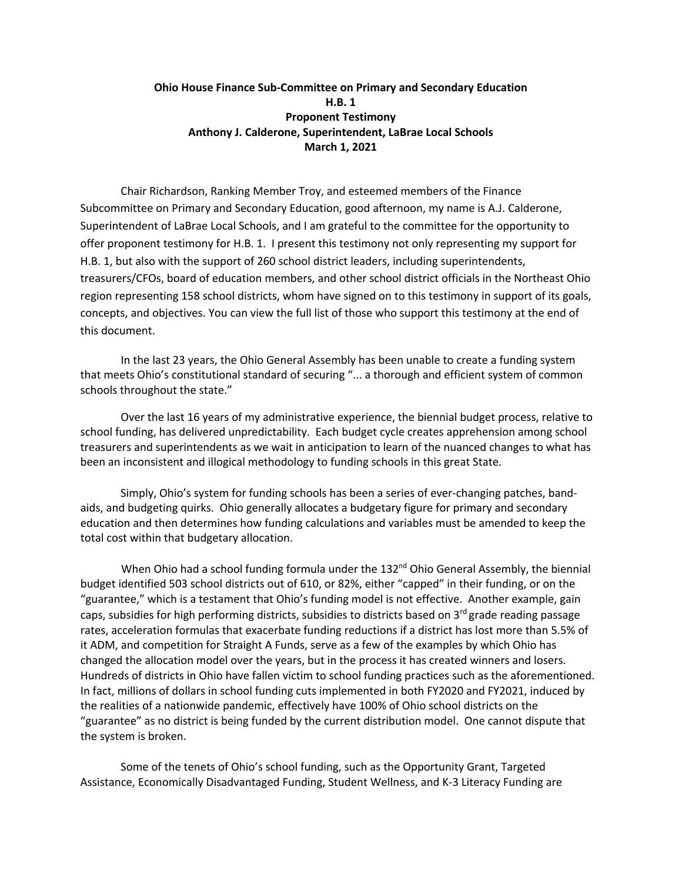**Ohio House Finance Sub-Committee on Primary and Secondary Education**
**H.B. 1**
**Proponent Testimony**
**Anthony J. Calderone, Superintendent, LaBrae Local Schools**
**March 1, 2021**

Chair Richardson, Ranking Member Troy, and esteemed members of the Finance Subcommittee on Primary and Secondary Education, good afternoon, my name is A.J. Calderone, Superintendent of LaBrae Local Schools, and I am grateful to the committee for the opportunity to offer proponent testimony for H.B. 1. I present this testimony not only representing my support for H.B. 1, but also with the support of 260 school district leaders, including superintendents, treasurers/CFOs, board of education members, and other school district officials in the Northeast Ohio region representing 158 school districts, whom have signed on to this testimony in support of its goals, concepts, and objectives. You can view the full list of those who support this testimony at the end of this document.

In the last 23 years, the Ohio General Assembly has been unable to create a funding system that meets Ohio's constitutional standard of securing "... a thorough and efficient system of common schools throughout the state."

Over the last 16 years of my administrative experience, the biennial budget process, relative to school funding, has delivered unpredictability. Each budget cycle creates apprehension among school treasurers and superintendents as we wait in anticipation to learn of the nuanced changes to what has been an inconsistent and illogical methodology to funding schools in this great State.

Simply, Ohio's system for funding schools has been a series of ever-changing patches, band-aids, and budgeting quirks. Ohio generally allocates a budgetary figure for primary and secondary education and then determines how funding calculations and variables must be amended to keep the total cost within that budgetary allocation.

When Ohio had a school funding formula under the 132nd Ohio General Assembly, the biennial budget identified 503 school districts out of 610, or 82%, either "capped" in their funding, or on the "guarantee," which is a testament that Ohio's funding model is not effective. Another example, gain caps, subsidies for high performing districts, subsidies to districts based on 3rd grade reading passage rates, acceleration formulas that exacerbate funding reductions if a district has lost more than 5.5% of it ADM, and competition for Straight A Funds, serve as a few of the examples by which Ohio has changed the allocation model over the years, but in the process it has created winners and losers. Hundreds of districts in Ohio have fallen victim to school funding practices such as the aforementioned. In fact, millions of dollars in school funding cuts implemented in both FY2020 and FY2021, induced by the realities of a nationwide pandemic, effectively have 100% of Ohio school districts on the "guarantee" as no district is being funded by the current distribution model. One cannot dispute that the system is broken.

Some of the tenets of Ohio's school funding, such as the Opportunity Grant, Targeted Assistance, Economically Disadvantaged Funding, Student Wellness, and K-3 Literacy Funding are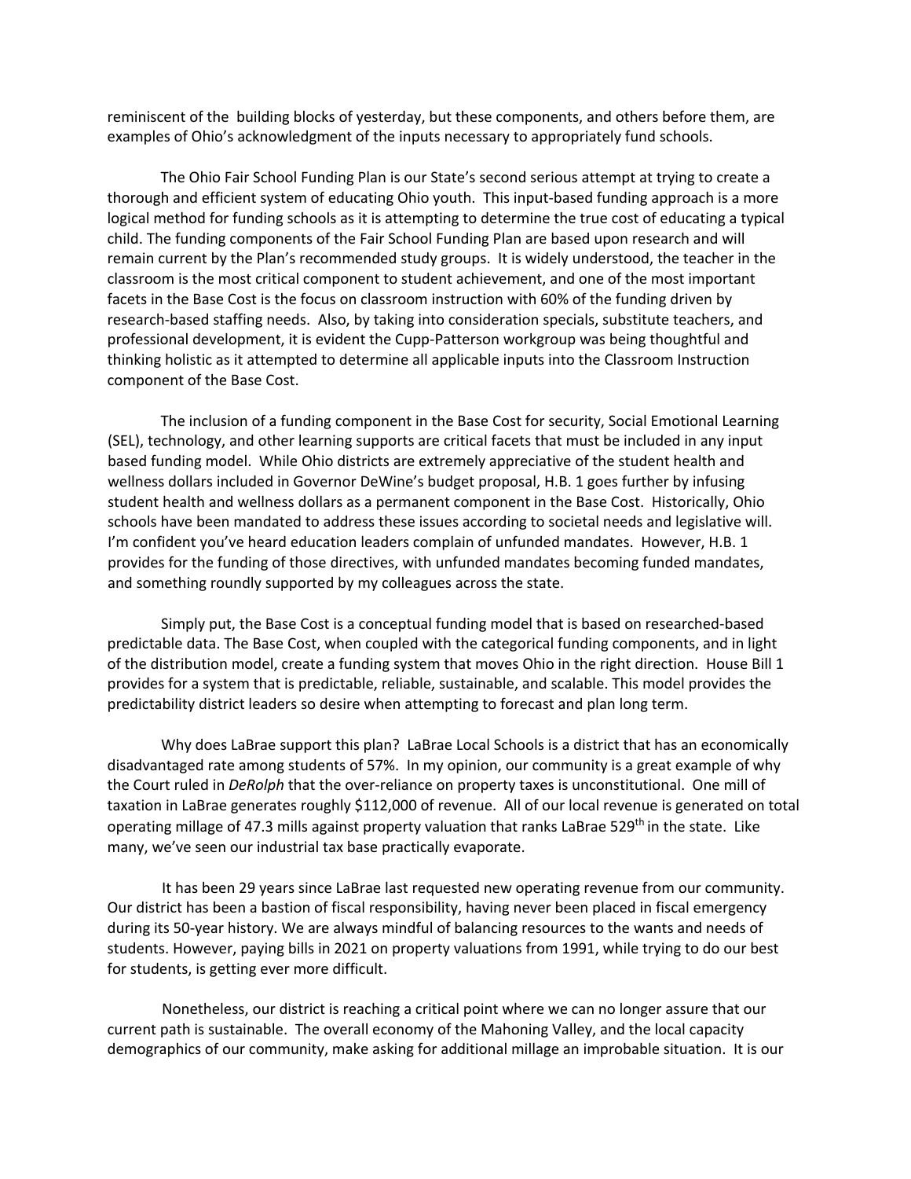reminiscent of the building blocks of yesterday, but these components, and others before them, are examples of Ohio's acknowledgment of the inputs necessary to appropriately fund schools.

The Ohio Fair School Funding Plan is our State's second serious attempt at trying to create a thorough and efficient system of educating Ohio youth. This input-based funding approach is a more logical method for funding schools as it is attempting to determine the true cost of educating a typical child. The funding components of the Fair School Funding Plan are based upon research and will remain current by the Plan's recommended study groups. It is widely understood, the teacher in the classroom is the most critical component to student achievement, and one of the most important facets in the Base Cost is the focus on classroom instruction with 60% of the funding driven by research-based staffing needs. Also, by taking into consideration specials, substitute teachers, and professional development, it is evident the Cupp-Patterson workgroup was being thoughtful and thinking holistic as it attempted to determine all applicable inputs into the Classroom Instruction component of the Base Cost.

The inclusion of a funding component in the Base Cost for security, Social Emotional Learning (SEL), technology, and other learning supports are critical facets that must be included in any input based funding model. While Ohio districts are extremely appreciative of the student health and wellness dollars included in Governor DeWine's budget proposal, H.B. 1 goes further by infusing student health and wellness dollars as a permanent component in the Base Cost. Historically, Ohio schools have been mandated to address these issues according to societal needs and legislative will. I'm confident you've heard education leaders complain of unfunded mandates. However, H.B. 1 provides for the funding of those directives, with unfunded mandates becoming funded mandates, and something roundly supported by my colleagues across the state.

Simply put, the Base Cost is a conceptual funding model that is based on researched-based predictable data. The Base Cost, when coupled with the categorical funding components, and in light of the distribution model, create a funding system that moves Ohio in the right direction. House Bill 1 provides for a system that is predictable, reliable, sustainable, and scalable. This model provides the predictability district leaders so desire when attempting to forecast and plan long term.

Why does LaBrae support this plan? LaBrae Local Schools is a district that has an economically disadvantaged rate among students of 57%. In my opinion, our community is a great example of why the Court ruled in *DeRolph* that the over-reliance on property taxes is unconstitutional. One mill of taxation in LaBrae generates roughly $112,000 of revenue. All of our local revenue is generated on total operating millage of 47.3 mills against property valuation that ranks LaBrae 529th in the state. Like many, we've seen our industrial tax base practically evaporate.

It has been 29 years since LaBrae last requested new operating revenue from our community. Our district has been a bastion of fiscal responsibility, having never been placed in fiscal emergency during its 50-year history. We are always mindful of balancing resources to the wants and needs of students. However, paying bills in 2021 on property valuations from 1991, while trying to do our best for students, is getting ever more difficult.

Nonetheless, our district is reaching a critical point where we can no longer assure that our current path is sustainable. The overall economy of the Mahoning Valley, and the local capacity demographics of our community, make asking for additional millage an improbable situation. It is our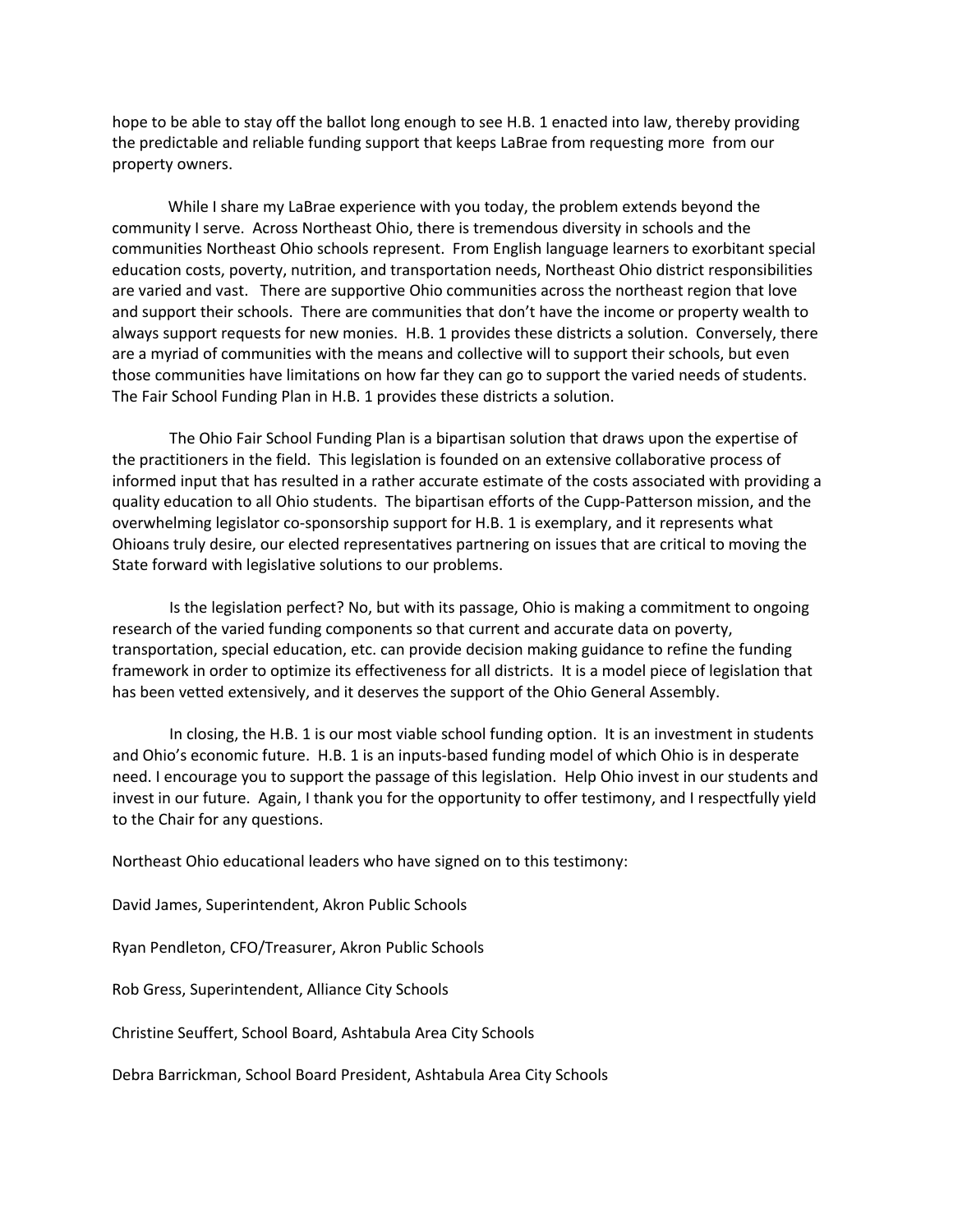hope to be able to stay off the ballot long enough to see H.B. 1 enacted into law, thereby providing the predictable and reliable funding support that keeps LaBrae from requesting more from our property owners.

While I share my LaBrae experience with you today, the problem extends beyond the community I serve. Across Northeast Ohio, there is tremendous diversity in schools and the communities Northeast Ohio schools represent. From English language learners to exorbitant special education costs, poverty, nutrition, and transportation needs, Northeast Ohio district responsibilities are varied and vast. There are supportive Ohio communities across the northeast region that love and support their schools. There are communities that don't have the income or property wealth to always support requests for new monies. H.B. 1 provides these districts a solution. Conversely, there are a myriad of communities with the means and collective will to support their schools, but even those communities have limitations on how far they can go to support the varied needs of students. The Fair School Funding Plan in H.B. 1 provides these districts a solution.

The Ohio Fair School Funding Plan is a bipartisan solution that draws upon the expertise of the practitioners in the field. This legislation is founded on an extensive collaborative process of informed input that has resulted in a rather accurate estimate of the costs associated with providing a quality education to all Ohio students. The bipartisan efforts of the Cupp-Patterson mission, and the overwhelming legislator co-sponsorship support for H.B. 1 is exemplary, and it represents what Ohioans truly desire, our elected representatives partnering on issues that are critical to moving the State forward with legislative solutions to our problems.

Is the legislation perfect? No, but with its passage, Ohio is making a commitment to ongoing research of the varied funding components so that current and accurate data on poverty, transportation, special education, etc. can provide decision making guidance to refine the funding framework in order to optimize its effectiveness for all districts. It is a model piece of legislation that has been vetted extensively, and it deserves the support of the Ohio General Assembly.

In closing, the H.B. 1 is our most viable school funding option. It is an investment in students and Ohio's economic future. H.B. 1 is an inputs-based funding model of which Ohio is in desperate need. I encourage you to support the passage of this legislation. Help Ohio invest in our students and invest in our future. Again, I thank you for the opportunity to offer testimony, and I respectfully yield to the Chair for any questions.

Northeast Ohio educational leaders who have signed on to this testimony:

David James, Superintendent, Akron Public Schools

Ryan Pendleton, CFO/Treasurer, Akron Public Schools

Rob Gress, Superintendent, Alliance City Schools

Christine Seuffert, School Board, Ashtabula Area City Schools

Debra Barrickman, School Board President, Ashtabula Area City Schools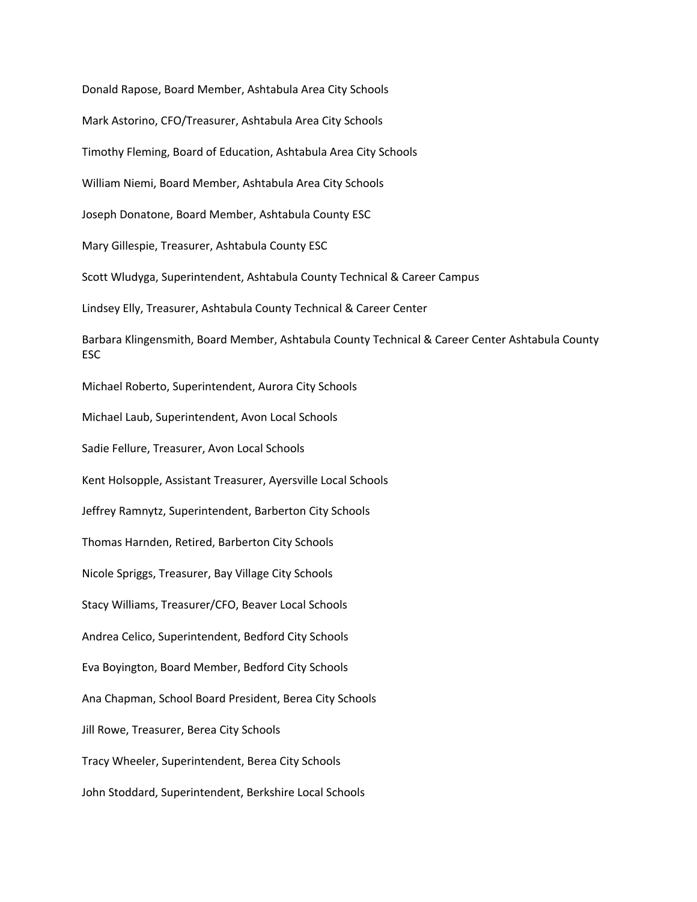Donald Rapose, Board Member, Ashtabula Area City Schools

Mark Astorino, CFO/Treasurer, Ashtabula Area City Schools

Timothy Fleming, Board of Education, Ashtabula Area City Schools

William Niemi, Board Member, Ashtabula Area City Schools

Joseph Donatone, Board Member, Ashtabula County ESC

Mary Gillespie, Treasurer, Ashtabula County ESC

Scott Wludyga, Superintendent, Ashtabula County Technical & Career Campus

Lindsey Elly, Treasurer, Ashtabula County Technical & Career Center

Barbara Klingensmith, Board Member, Ashtabula County Technical & Career Center Ashtabula County ESC

Michael Roberto, Superintendent, Aurora City Schools

Michael Laub, Superintendent, Avon Local Schools

Sadie Fellure, Treasurer, Avon Local Schools

Kent Holsopple, Assistant Treasurer, Ayersville Local Schools

Jeffrey Ramnytz, Superintendent, Barberton City Schools

Thomas Harnden, Retired, Barberton City Schools

Nicole Spriggs, Treasurer, Bay Village City Schools

Stacy Williams, Treasurer/CFO, Beaver Local Schools

Andrea Celico, Superintendent, Bedford City Schools

Eva Boyington, Board Member, Bedford City Schools

Ana Chapman, School Board President, Berea City Schools

Jill Rowe, Treasurer, Berea City Schools

Tracy Wheeler, Superintendent, Berea City Schools

John Stoddard, Superintendent, Berkshire Local Schools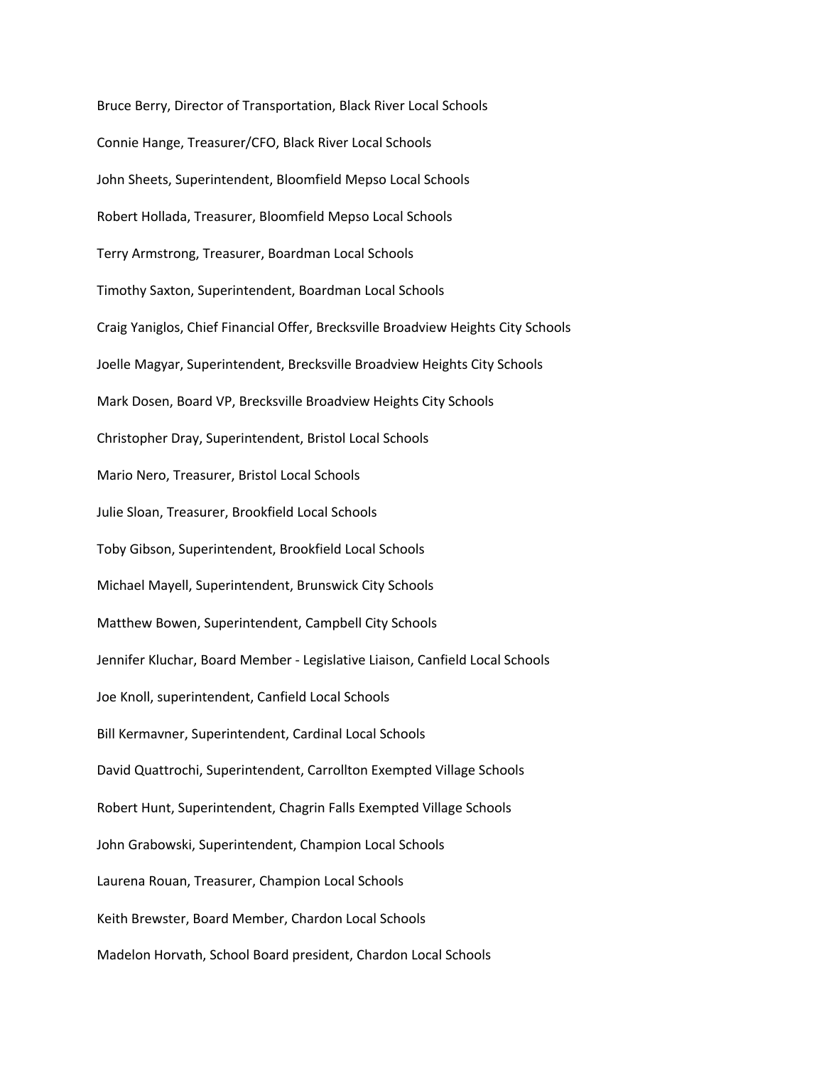Bruce Berry, Director of Transportation, Black River Local Schools

Connie Hange, Treasurer/CFO, Black River Local Schools

John Sheets, Superintendent, Bloomfield Mepso Local Schools

Robert Hollada, Treasurer, Bloomfield Mepso Local Schools

Terry Armstrong, Treasurer, Boardman Local Schools

Timothy Saxton, Superintendent, Boardman Local Schools

Craig Yaniglos, Chief Financial Offer, Brecksville Broadview Heights City Schools

Joelle Magyar, Superintendent, Brecksville Broadview Heights City Schools

Mark Dosen, Board VP, Brecksville Broadview Heights City Schools

Christopher Dray, Superintendent, Bristol Local Schools

Mario Nero, Treasurer, Bristol Local Schools

Julie Sloan, Treasurer, Brookfield Local Schools

Toby Gibson, Superintendent, Brookfield Local Schools

Michael Mayell, Superintendent, Brunswick City Schools

Matthew Bowen, Superintendent, Campbell City Schools

Jennifer Kluchar, Board Member - Legislative Liaison, Canfield Local Schools

Joe Knoll, superintendent, Canfield Local Schools

Bill Kermavner, Superintendent, Cardinal Local Schools

David Quattrochi, Superintendent, Carrollton Exempted Village Schools

Robert Hunt, Superintendent, Chagrin Falls Exempted Village Schools

John Grabowski, Superintendent, Champion Local Schools

Laurena Rouan, Treasurer, Champion Local Schools

Keith Brewster, Board Member, Chardon Local Schools

Madelon Horvath, School Board president, Chardon Local Schools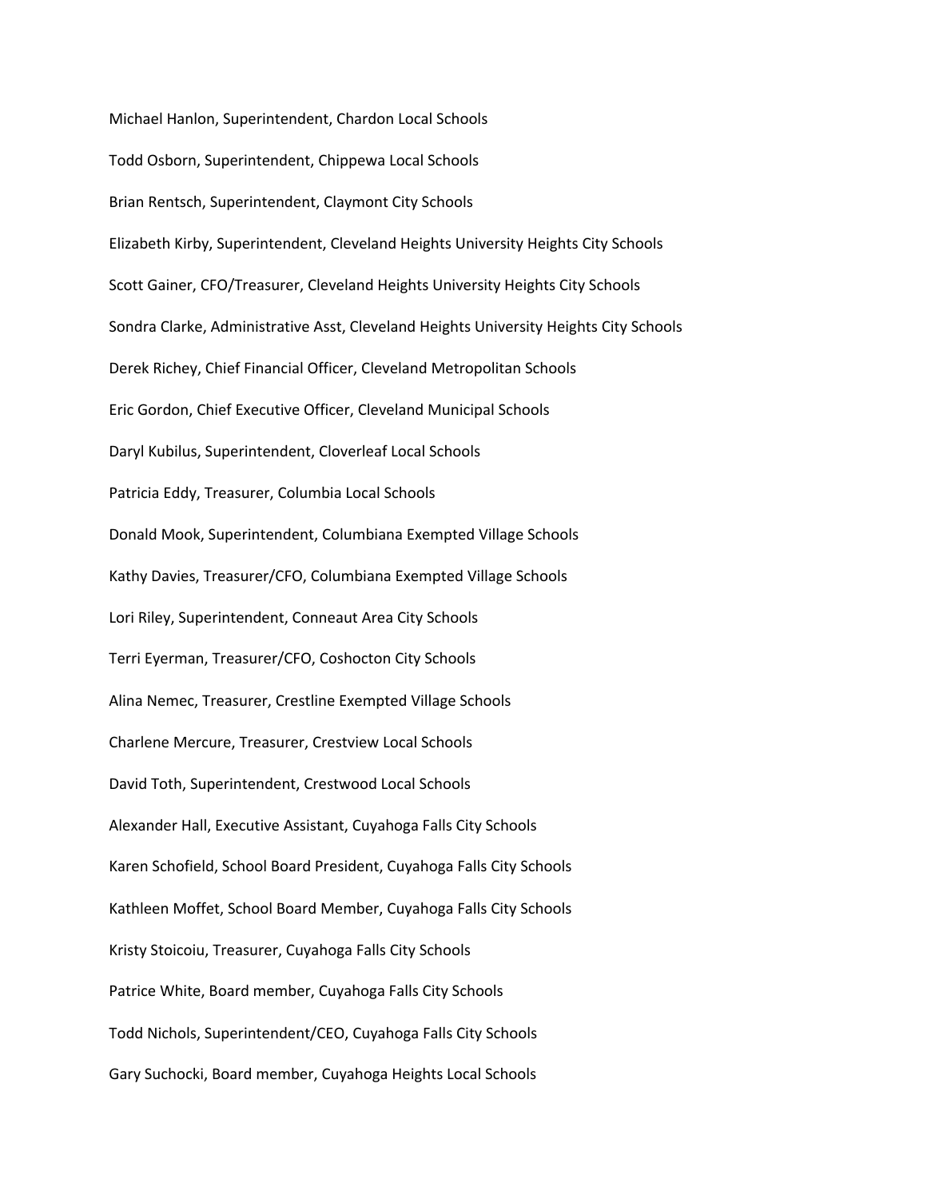Michael Hanlon, Superintendent, Chardon Local Schools

Todd Osborn, Superintendent, Chippewa Local Schools

Brian Rentsch, Superintendent, Claymont City Schools

Elizabeth Kirby, Superintendent, Cleveland Heights University Heights City Schools

Scott Gainer, CFO/Treasurer, Cleveland Heights University Heights City Schools

Sondra Clarke, Administrative Asst, Cleveland Heights University Heights City Schools

Derek Richey, Chief Financial Officer, Cleveland Metropolitan Schools

Eric Gordon, Chief Executive Officer, Cleveland Municipal Schools

Daryl Kubilus, Superintendent, Cloverleaf Local Schools

Patricia Eddy, Treasurer, Columbia Local Schools

Donald Mook, Superintendent, Columbiana Exempted Village Schools

Kathy Davies, Treasurer/CFO, Columbiana Exempted Village Schools

Lori Riley, Superintendent, Conneaut Area City Schools

Terri Eyerman, Treasurer/CFO, Coshocton City Schools

Alina Nemec, Treasurer, Crestline Exempted Village Schools

Charlene Mercure, Treasurer, Crestview Local Schools

David Toth, Superintendent, Crestwood Local Schools

Alexander Hall, Executive Assistant, Cuyahoga Falls City Schools

Karen Schofield, School Board President, Cuyahoga Falls City Schools

Kathleen Moffet, School Board Member, Cuyahoga Falls City Schools

Kristy Stoicoiu, Treasurer, Cuyahoga Falls City Schools

Patrice White, Board member, Cuyahoga Falls City Schools

Todd Nichols, Superintendent/CEO, Cuyahoga Falls City Schools

Gary Suchocki, Board member, Cuyahoga Heights Local Schools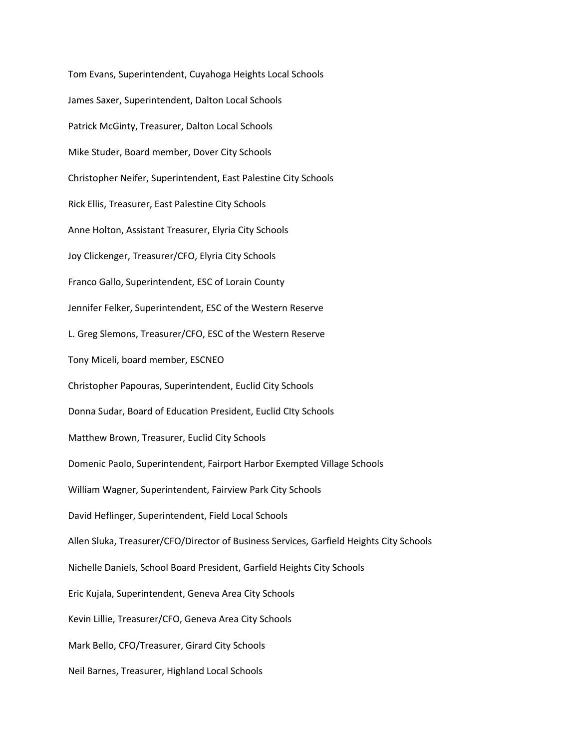Tom Evans, Superintendent, Cuyahoga Heights Local Schools

James Saxer, Superintendent, Dalton Local Schools

Patrick McGinty, Treasurer, Dalton Local Schools

Mike Studer, Board member, Dover City Schools

Christopher Neifer, Superintendent, East Palestine City Schools

Rick Ellis, Treasurer, East Palestine City Schools

Anne Holton, Assistant Treasurer, Elyria City Schools

Joy Clickenger, Treasurer/CFO, Elyria City Schools

Franco Gallo, Superintendent, ESC of Lorain County

Jennifer Felker, Superintendent, ESC of the Western Reserve

L. Greg Slemons, Treasurer/CFO, ESC of the Western Reserve

Tony Miceli, board member, ESCNEO

Christopher Papouras, Superintendent, Euclid City Schools

Donna Sudar, Board of Education President, Euclid CIty Schools

Matthew Brown, Treasurer, Euclid City Schools

Domenic Paolo, Superintendent, Fairport Harbor Exempted Village Schools

William Wagner, Superintendent, Fairview Park City Schools

David Heflinger, Superintendent, Field Local Schools

Allen Sluka, Treasurer/CFO/Director of Business Services, Garfield Heights City Schools

Nichelle Daniels, School Board President, Garfield Heights City Schools

Eric Kujala, Superintendent, Geneva Area City Schools

Kevin Lillie, Treasurer/CFO, Geneva Area City Schools

Mark Bello, CFO/Treasurer, Girard City Schools

Neil Barnes, Treasurer, Highland Local Schools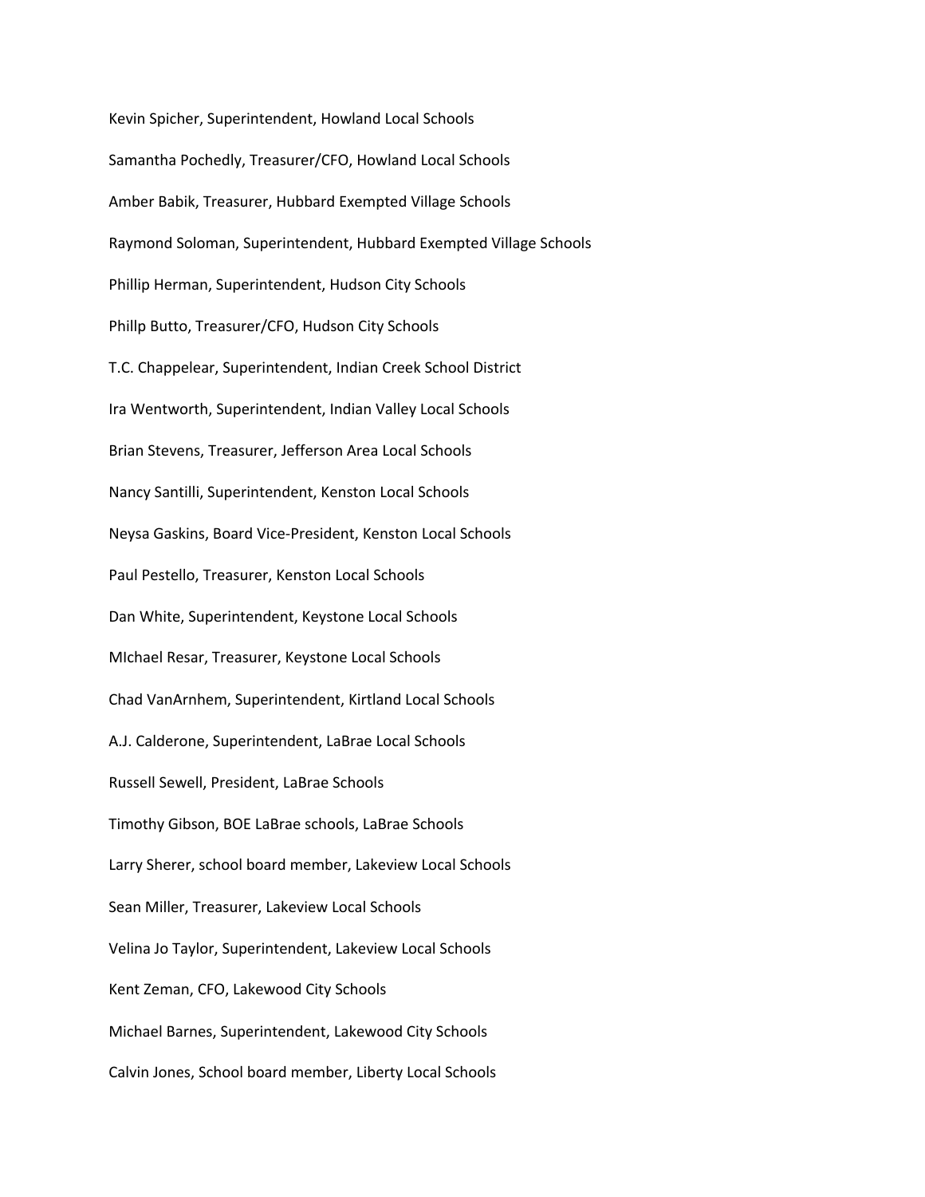Kevin Spicher, Superintendent, Howland Local Schools

Samantha Pochedly, Treasurer/CFO, Howland Local Schools

Amber Babik, Treasurer, Hubbard Exempted Village Schools

Raymond Soloman, Superintendent, Hubbard Exempted Village Schools

Phillip Herman, Superintendent, Hudson City Schools

Phillp Butto, Treasurer/CFO, Hudson City Schools

T.C. Chappelear, Superintendent, Indian Creek School District

Ira Wentworth, Superintendent, Indian Valley Local Schools

Brian Stevens, Treasurer, Jefferson Area Local Schools

Nancy Santilli, Superintendent, Kenston Local Schools

Neysa Gaskins, Board Vice-President, Kenston Local Schools

Paul Pestello, Treasurer, Kenston Local Schools

Dan White, Superintendent, Keystone Local Schools

MIchael Resar, Treasurer, Keystone Local Schools

Chad VanArnhem, Superintendent, Kirtland Local Schools

A.J. Calderone, Superintendent, LaBrae Local Schools

Russell Sewell, President, LaBrae Schools

Timothy Gibson, BOE LaBrae schools, LaBrae Schools

Larry Sherer, school board member, Lakeview Local Schools

Sean Miller, Treasurer, Lakeview Local Schools

Velina Jo Taylor, Superintendent, Lakeview Local Schools

Kent Zeman, CFO, Lakewood City Schools

Michael Barnes, Superintendent, Lakewood City Schools

Calvin Jones, School board member, Liberty Local Schools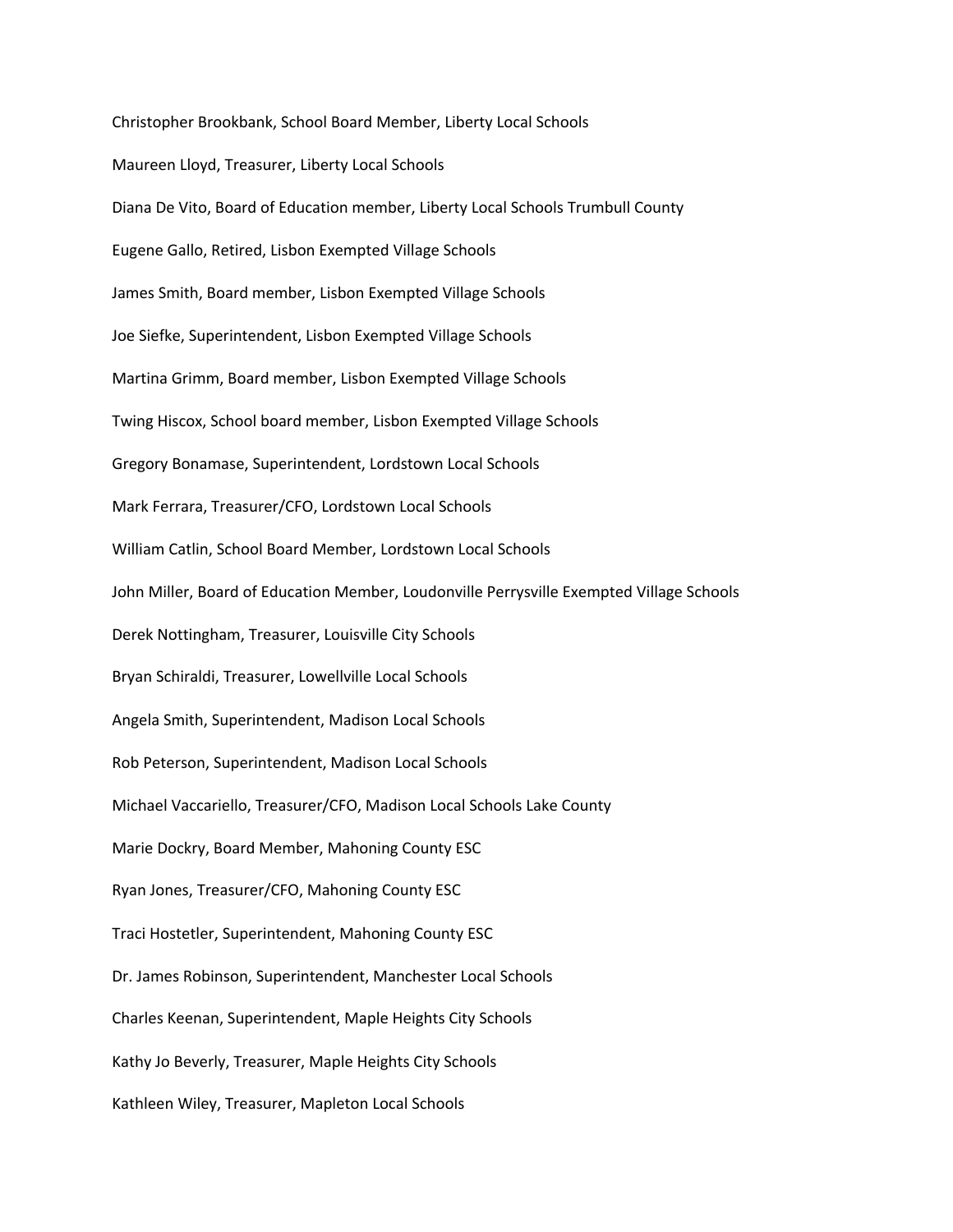Christopher Brookbank, School Board Member, Liberty Local Schools

Maureen Lloyd, Treasurer, Liberty Local Schools

Diana De Vito, Board of Education member, Liberty Local Schools Trumbull County

Eugene Gallo, Retired, Lisbon Exempted Village Schools

James Smith, Board member, Lisbon Exempted Village Schools

Joe Siefke, Superintendent, Lisbon Exempted Village Schools

Martina Grimm, Board member, Lisbon Exempted Village Schools

Twing Hiscox, School board member, Lisbon Exempted Village Schools

Gregory Bonamase, Superintendent, Lordstown Local Schools

Mark Ferrara, Treasurer/CFO, Lordstown Local Schools

William Catlin, School Board Member, Lordstown Local Schools

John Miller, Board of Education Member, Loudonville Perrysville Exempted Village Schools

Derek Nottingham, Treasurer, Louisville City Schools

Bryan Schiraldi, Treasurer, Lowellville Local Schools

Angela Smith, Superintendent, Madison Local Schools

Rob Peterson, Superintendent, Madison Local Schools

Michael Vaccariello, Treasurer/CFO, Madison Local Schools Lake County

Marie Dockry, Board Member, Mahoning County ESC

Ryan Jones, Treasurer/CFO, Mahoning County ESC

Traci Hostetler, Superintendent, Mahoning County ESC

Dr. James Robinson, Superintendent, Manchester Local Schools

Charles Keenan, Superintendent, Maple Heights City Schools

Kathy Jo Beverly, Treasurer, Maple Heights City Schools

Kathleen Wiley, Treasurer, Mapleton Local Schools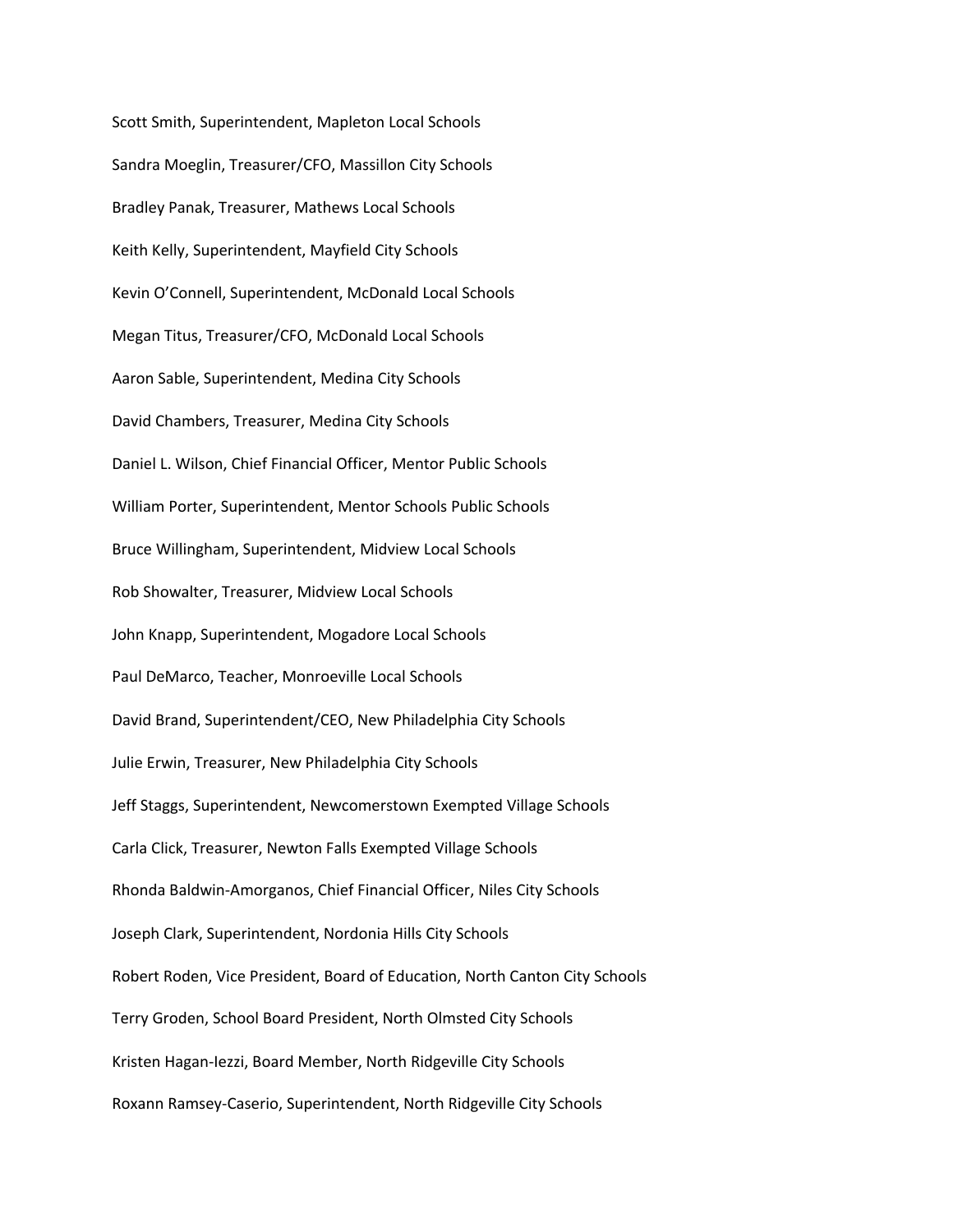Scott Smith, Superintendent, Mapleton Local Schools

Sandra Moeglin, Treasurer/CFO, Massillon City Schools

Bradley Panak, Treasurer, Mathews Local Schools

Keith Kelly, Superintendent, Mayfield City Schools

Kevin O'Connell, Superintendent, McDonald Local Schools

Megan Titus, Treasurer/CFO, McDonald Local Schools

Aaron Sable, Superintendent, Medina City Schools

David Chambers, Treasurer, Medina City Schools

Daniel L. Wilson, Chief Financial Officer, Mentor Public Schools

William Porter, Superintendent, Mentor Schools Public Schools

Bruce Willingham, Superintendent, Midview Local Schools

Rob Showalter, Treasurer, Midview Local Schools

John Knapp, Superintendent, Mogadore Local Schools

Paul DeMarco, Teacher, Monroeville Local Schools

David Brand, Superintendent/CEO, New Philadelphia City Schools

Julie Erwin, Treasurer, New Philadelphia City Schools

Jeff Staggs, Superintendent, Newcomerstown Exempted Village Schools

Carla Click, Treasurer, Newton Falls Exempted Village Schools

Rhonda Baldwin-Amorganos, Chief Financial Officer, Niles City Schools

Joseph Clark, Superintendent, Nordonia Hills City Schools

Robert Roden, Vice President, Board of Education, North Canton City Schools

Terry Groden, School Board President, North Olmsted City Schools

Kristen Hagan-Iezzi, Board Member, North Ridgeville City Schools

Roxann Ramsey-Caserio, Superintendent, North Ridgeville City Schools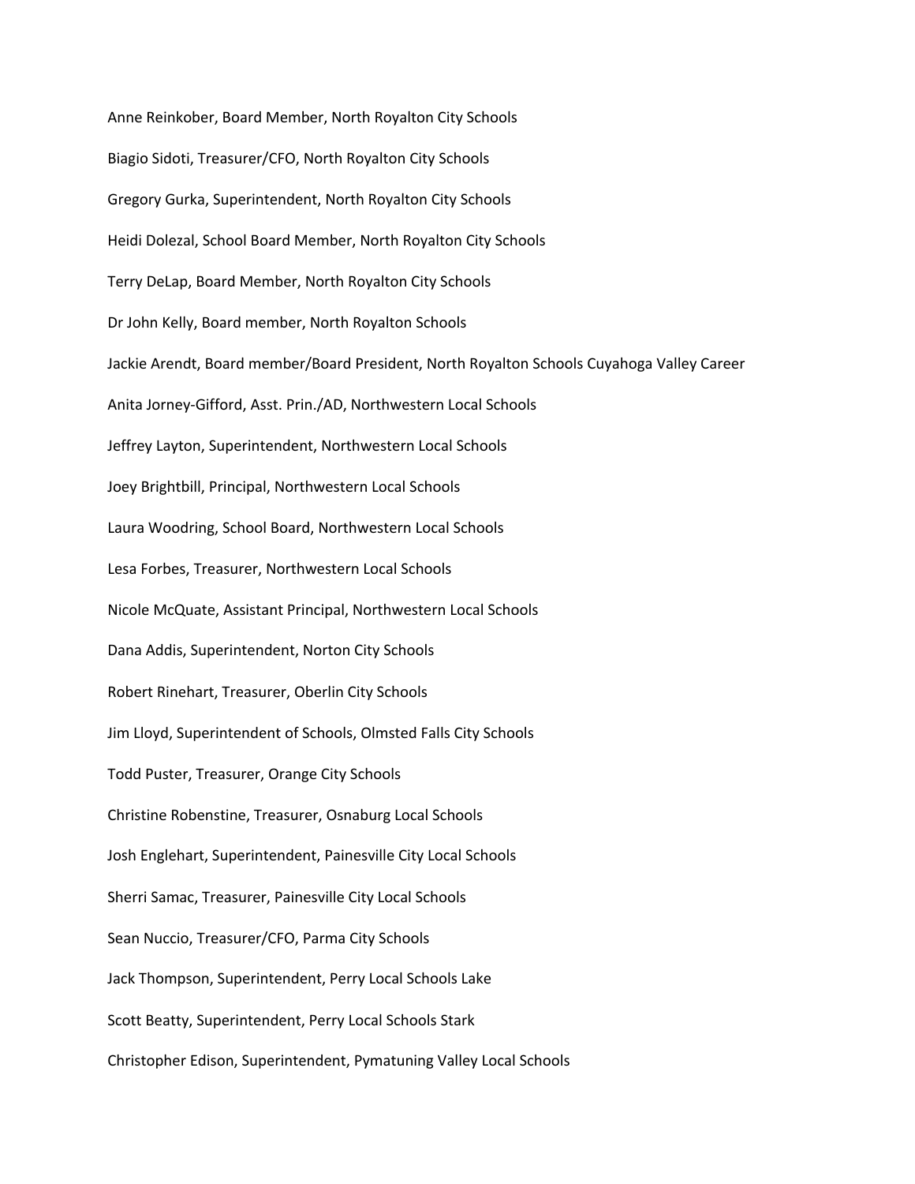Anne Reinkober, Board Member, North Royalton City Schools

Biagio Sidoti, Treasurer/CFO, North Royalton City Schools

Gregory Gurka, Superintendent, North Royalton City Schools

Heidi Dolezal, School Board Member, North Royalton City Schools

Terry DeLap, Board Member, North Royalton City Schools

Dr John Kelly, Board member, North Royalton Schools

Jackie Arendt, Board member/Board President, North Royalton Schools Cuyahoga Valley Career

Anita Jorney-Gifford, Asst. Prin./AD, Northwestern Local Schools

Jeffrey Layton, Superintendent, Northwestern Local Schools

Joey Brightbill, Principal, Northwestern Local Schools

Laura Woodring, School Board, Northwestern Local Schools

Lesa Forbes, Treasurer, Northwestern Local Schools

Nicole McQuate, Assistant Principal, Northwestern Local Schools

Dana Addis, Superintendent, Norton City Schools

Robert Rinehart, Treasurer, Oberlin City Schools

Jim Lloyd, Superintendent of Schools, Olmsted Falls City Schools

Todd Puster, Treasurer, Orange City Schools

Christine Robenstine, Treasurer, Osnaburg Local Schools

Josh Englehart, Superintendent, Painesville City Local Schools

Sherri Samac, Treasurer, Painesville City Local Schools

Sean Nuccio, Treasurer/CFO, Parma City Schools

Jack Thompson, Superintendent, Perry Local Schools Lake

Scott Beatty, Superintendent, Perry Local Schools Stark

Christopher Edison, Superintendent, Pymatuning Valley Local Schools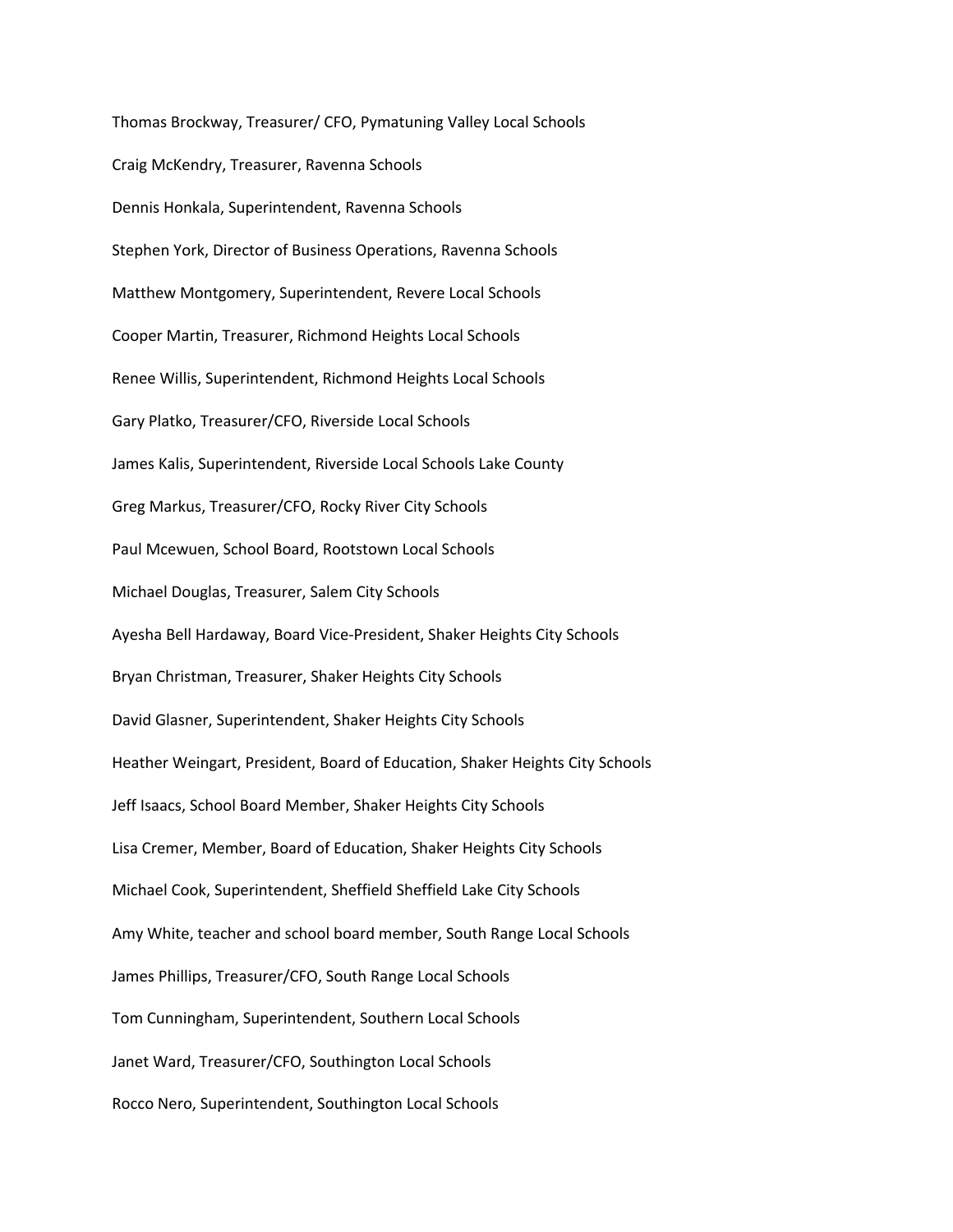Thomas Brockway, Treasurer/ CFO, Pymatuning Valley Local Schools

Craig McKendry, Treasurer, Ravenna Schools

Dennis Honkala, Superintendent, Ravenna Schools

Stephen York, Director of Business Operations, Ravenna Schools

Matthew Montgomery, Superintendent, Revere Local Schools

Cooper Martin, Treasurer, Richmond Heights Local Schools

Renee Willis, Superintendent, Richmond Heights Local Schools

Gary Platko, Treasurer/CFO, Riverside Local Schools

James Kalis, Superintendent, Riverside Local Schools Lake County

Greg Markus, Treasurer/CFO, Rocky River City Schools

Paul Mcewuen, School Board, Rootstown Local Schools

Michael Douglas, Treasurer, Salem City Schools

Ayesha Bell Hardaway, Board Vice-President, Shaker Heights City Schools

Bryan Christman, Treasurer, Shaker Heights City Schools

David Glasner, Superintendent, Shaker Heights City Schools

Heather Weingart, President, Board of Education, Shaker Heights City Schools

Jeff Isaacs, School Board Member, Shaker Heights City Schools

Lisa Cremer, Member, Board of Education, Shaker Heights City Schools

Michael Cook, Superintendent, Sheffield Sheffield Lake City Schools

Amy White, teacher and school board member, South Range Local Schools

James Phillips, Treasurer/CFO, South Range Local Schools

Tom Cunningham, Superintendent, Southern Local Schools

Janet Ward, Treasurer/CFO, Southington Local Schools

Rocco Nero, Superintendent, Southington Local Schools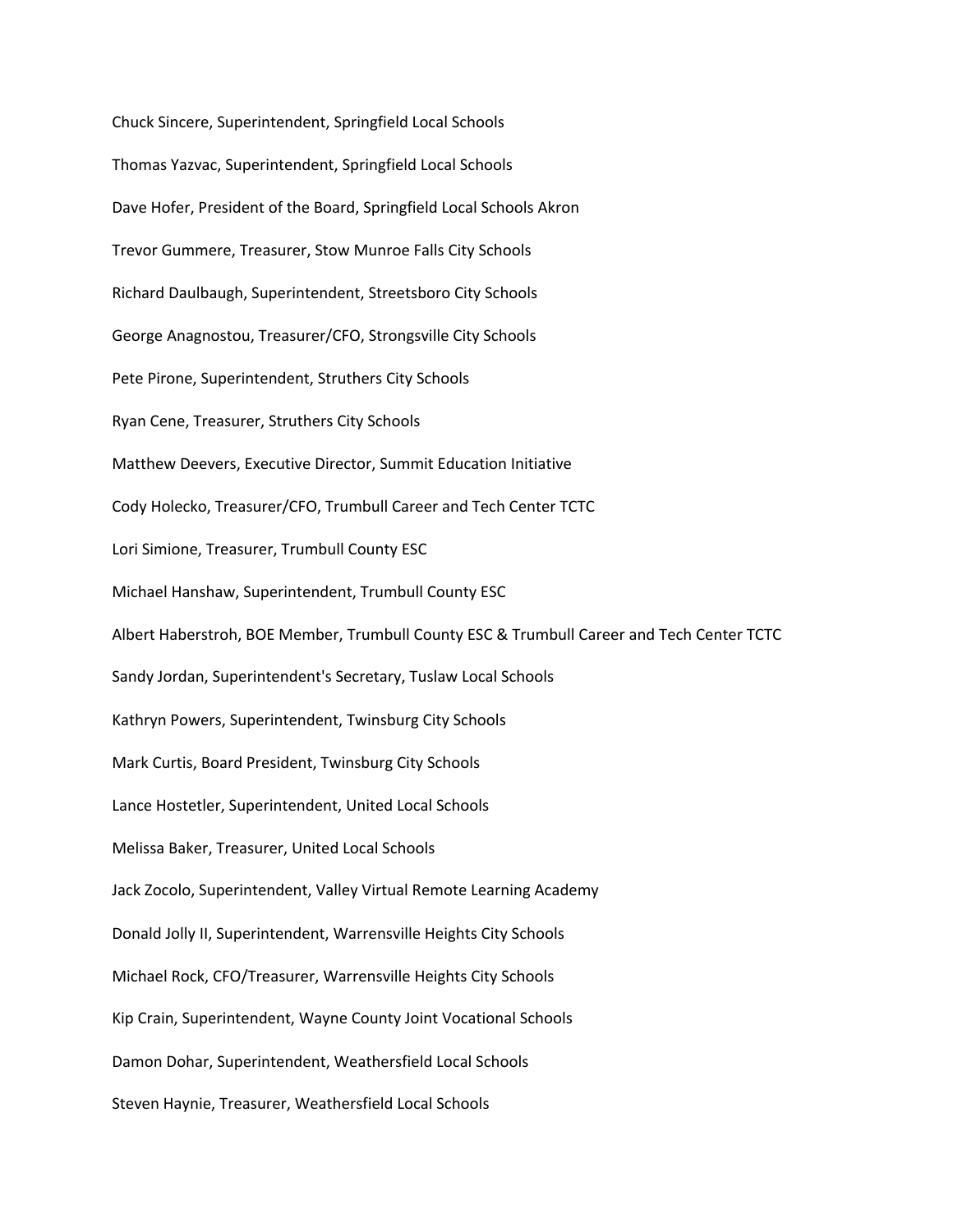Chuck Sincere, Superintendent, Springfield Local Schools

Thomas Yazvac, Superintendent, Springfield Local Schools

Dave Hofer, President of the Board, Springfield Local Schools Akron

Trevor Gummere, Treasurer, Stow Munroe Falls City Schools

Richard Daulbaugh, Superintendent, Streetsboro City Schools

George Anagnostou, Treasurer/CFO, Strongsville City Schools

Pete Pirone, Superintendent, Struthers City Schools

Ryan Cene, Treasurer, Struthers City Schools

Matthew Deevers, Executive Director, Summit Education Initiative

Cody Holecko, Treasurer/CFO, Trumbull Career and Tech Center TCTC

Lori Simione, Treasurer, Trumbull County ESC

Michael Hanshaw, Superintendent, Trumbull County ESC

Albert Haberstroh, BOE Member, Trumbull County ESC & Trumbull Career and Tech Center TCTC

Sandy Jordan, Superintendent's Secretary, Tuslaw Local Schools

Kathryn Powers, Superintendent, Twinsburg City Schools

Mark Curtis, Board President, Twinsburg City Schools

Lance Hostetler, Superintendent, United Local Schools

Melissa Baker, Treasurer, United Local Schools

Jack Zocolo, Superintendent, Valley Virtual Remote Learning Academy

Donald Jolly II, Superintendent, Warrensville Heights City Schools

Michael Rock, CFO/Treasurer, Warrensville Heights City Schools

Kip Crain, Superintendent, Wayne County Joint Vocational Schools

Damon Dohar, Superintendent, Weathersfield Local Schools

Steven Haynie, Treasurer, Weathersfield Local Schools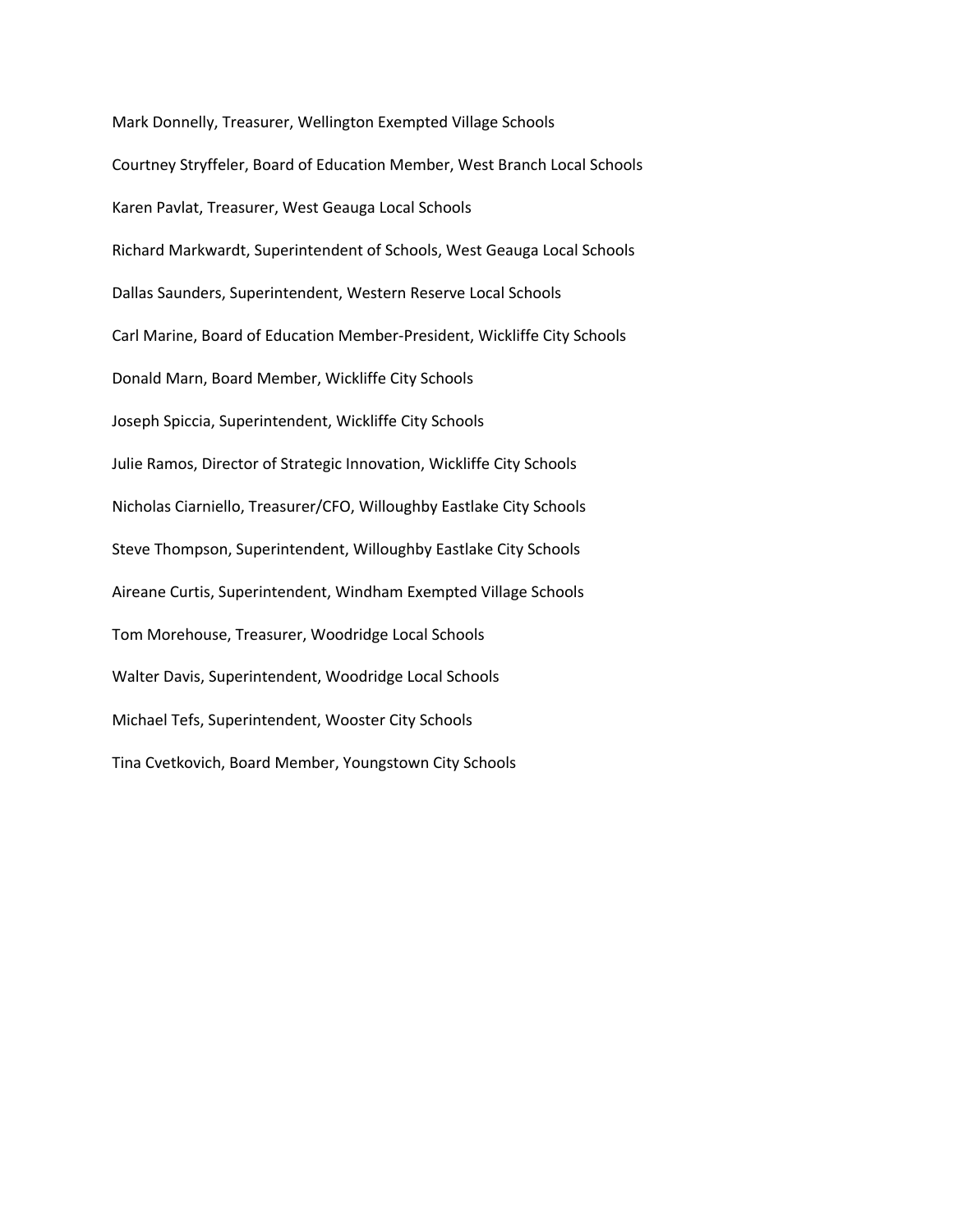Mark Donnelly, Treasurer, Wellington Exempted Village Schools

Courtney Stryffeler, Board of Education Member, West Branch Local Schools

Karen Pavlat, Treasurer, West Geauga Local Schools

Richard Markwardt, Superintendent of Schools, West Geauga Local Schools

Dallas Saunders, Superintendent, Western Reserve Local Schools

Carl Marine, Board of Education Member-President, Wickliffe City Schools

Donald Marn, Board Member, Wickliffe City Schools

Joseph Spiccia, Superintendent, Wickliffe City Schools

Julie Ramos, Director of Strategic Innovation, Wickliffe City Schools

Nicholas Ciarniello, Treasurer/CFO, Willoughby Eastlake City Schools

Steve Thompson, Superintendent, Willoughby Eastlake City Schools

Aireane Curtis, Superintendent, Windham Exempted Village Schools

Tom Morehouse, Treasurer, Woodridge Local Schools

Walter Davis, Superintendent, Woodridge Local Schools

Michael Tefs, Superintendent, Wooster City Schools

Tina Cvetkovich, Board Member, Youngstown City Schools